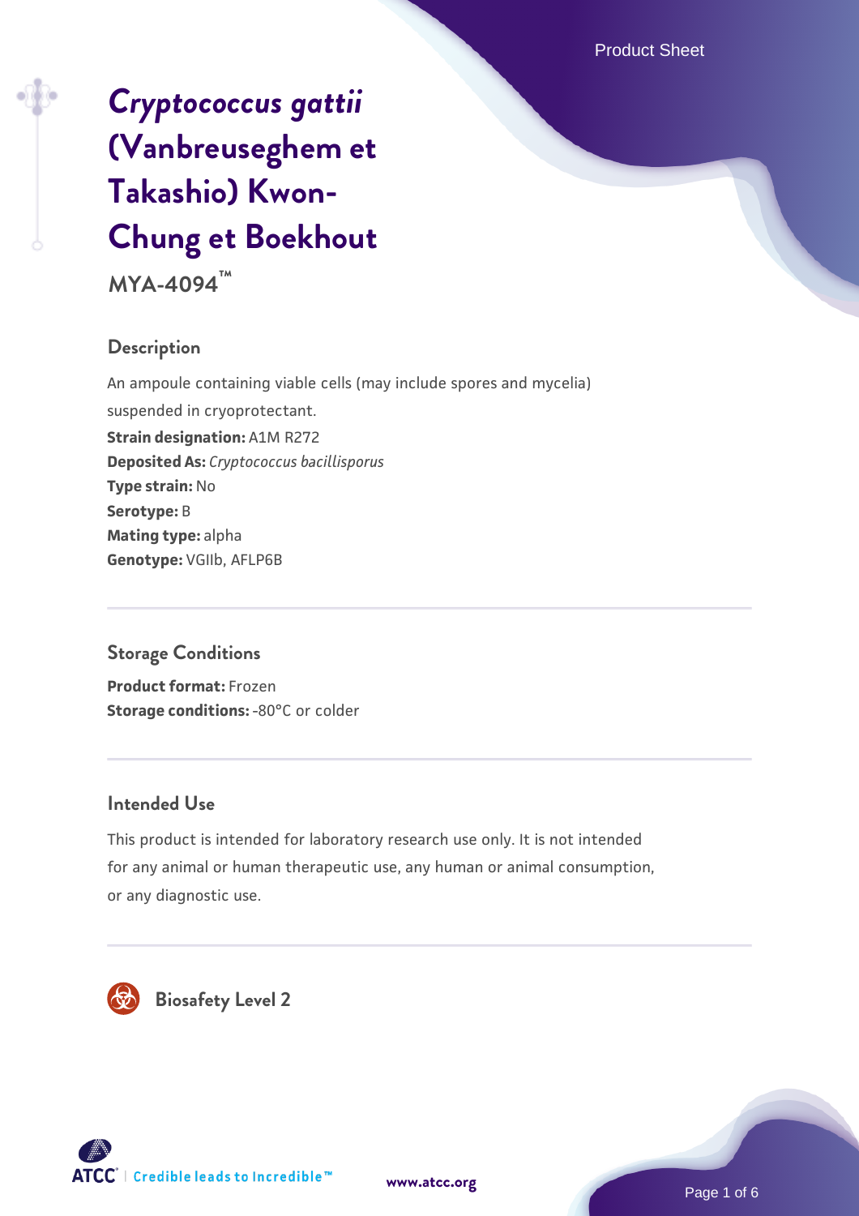# *Cryptococcus gattii* (Vanbreuseghem et Takashio) Kwon-Chung et Boekhout

**MYA-4094™**

## Description

An ampoule containing viable cells (may include spores and mycelia) suspended in cryoprotectant.

**Strain designation:** A1M R272

**Deposited As:** *Cryptococcus bacillisporus*

**Type strain:** No

**Serotype:** B

**Mating type:** alpha

**Genotype:** VGIIb, AFLP6B

## Storage Conditions

**Product format:** Frozen

**Storage conditions:** -80°C or colder

## Intended Use

This product is intended for laboratory research use only. It is not intended for any animal or human therapeutic use, any human or animal consumption, or any diagnostic use.

## Biosafety Level 2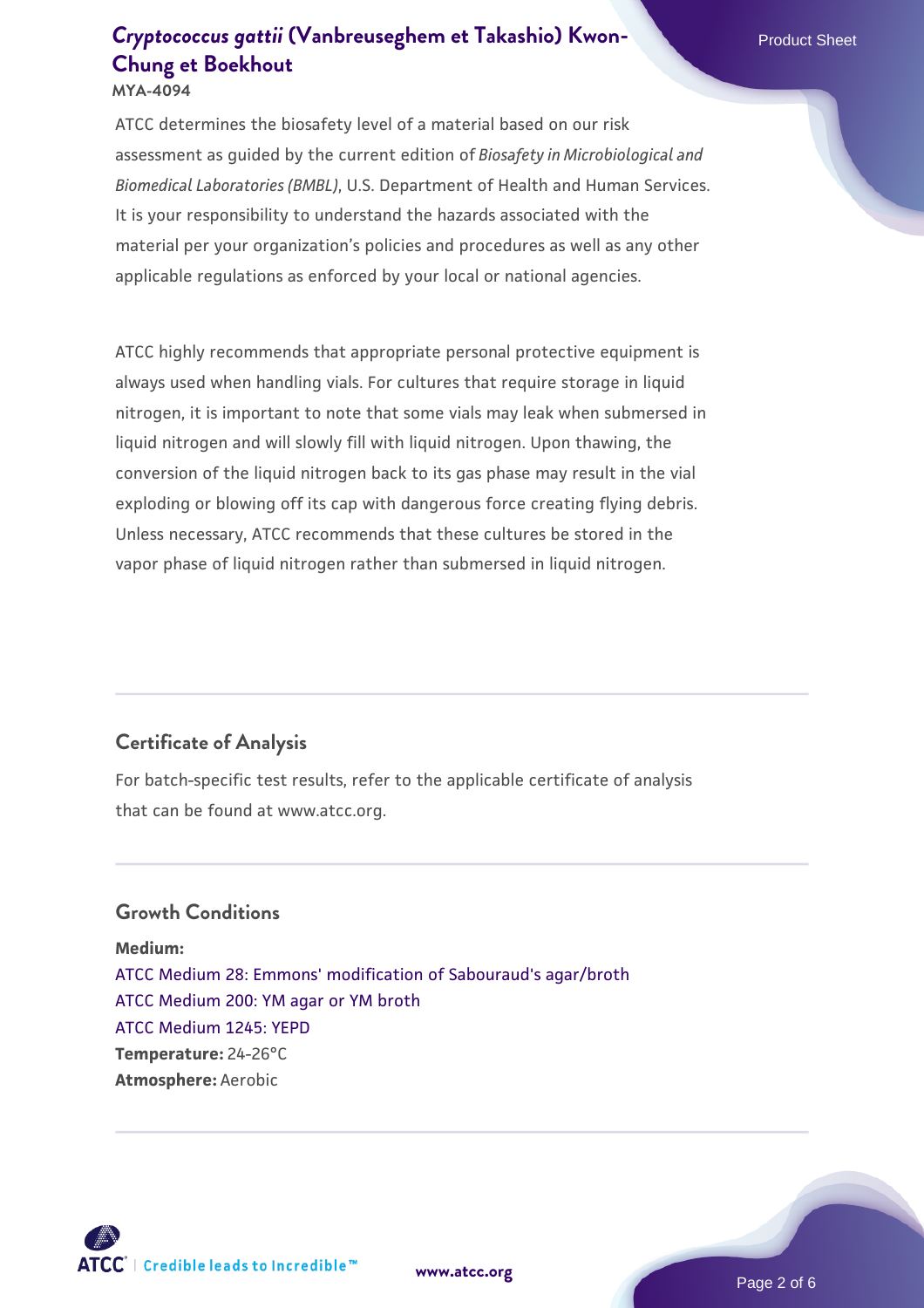ATCC determines the biosafety level of a material based on our risk assessment as guided by the current edition of *Biosafety in Microbiological and Biomedical Laboratories (BMBL)*, U.S. Department of Health and Human Services. It is your responsibility to understand the hazards associated with the material per your organization's policies and procedures as well as any other applicable regulations as enforced by your local or national agencies.

ATCC highly recommends that appropriate personal protective equipment is always used when handling vials. For cultures that require storage in liquid nitrogen, it is important to note that some vials may leak when submersed in liquid nitrogen and will slowly fill with liquid nitrogen. Upon thawing, the conversion of the liquid nitrogen back to its gas phase may result in the vial exploding or blowing off its cap with dangerous force creating flying debris. Unless necessary, ATCC recommends that these cultures be stored in the vapor phase of liquid nitrogen rather than submersed in liquid nitrogen.

## Certificate of Analysis

For batch-specific test results, refer to the applicable certificate of analysis that can be found at www.atcc.org.

## Growth Conditions

**Medium:**
ATCC Medium 28: Emmons' modification of Sabouraud's agar/broth
ATCC Medium 200: YM agar or YM broth
ATCC Medium 1245: YEPD
**Temperature:** 24-26°C
**Atmosphere:** Aerobic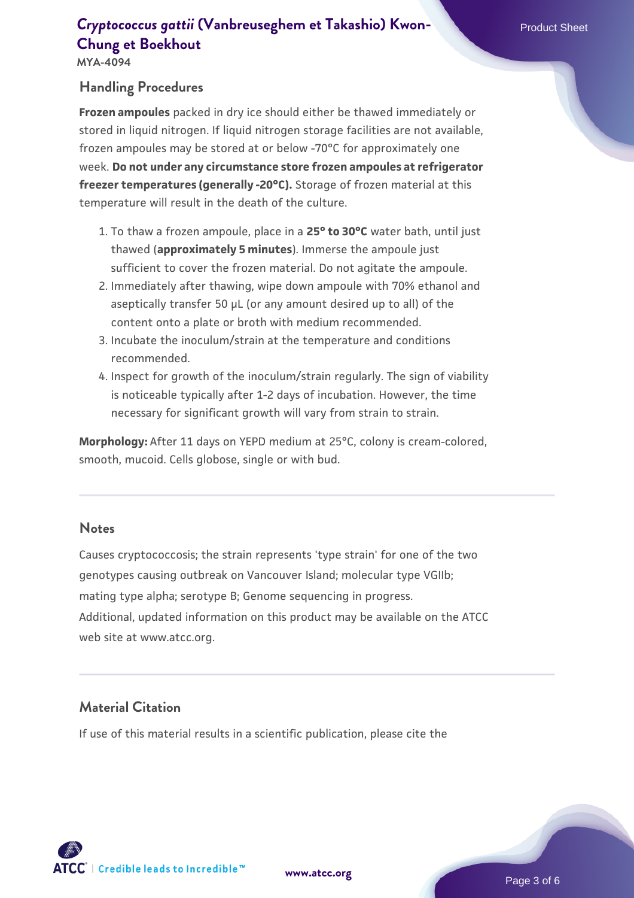## Handling Procedures

**Frozen ampoules** packed in dry ice should either be thawed immediately or stored in liquid nitrogen. If liquid nitrogen storage facilities are not available, frozen ampoules may be stored at or below -70°C for approximately one week. **Do not under any circumstance store frozen ampoules at refrigerator freezer temperatures (generally -20°C).** Storage of frozen material at this temperature will result in the death of the culture.

1. To thaw a frozen ampoule, place in a **25° to 30°C** water bath, until just thawed (**approximately 5 minutes**). Immerse the ampoule just sufficient to cover the frozen material. Do not agitate the ampoule.
2. Immediately after thawing, wipe down ampoule with 70% ethanol and aseptically transfer 50 µL (or any amount desired up to all) of the content onto a plate or broth with medium recommended.
3. Incubate the inoculum/strain at the temperature and conditions recommended.
4. Inspect for growth of the inoculum/strain regularly. The sign of viability is noticeable typically after 1-2 days of incubation. However, the time necessary for significant growth will vary from strain to strain.

**Morphology:** After 11 days on YEPD medium at 25°C, colony is cream-colored, smooth, mucoid. Cells globose, single or with bud.

## Notes

Causes cryptococcosis; the strain represents 'type strain' for one of the two genotypes causing outbreak on Vancouver Island; molecular type VGIIb; mating type alpha; serotype B; Genome sequencing in progress.
Additional, updated information on this product may be available on the ATCC web site at www.atcc.org.

## Material Citation

If use of this material results in a scientific publication, please cite the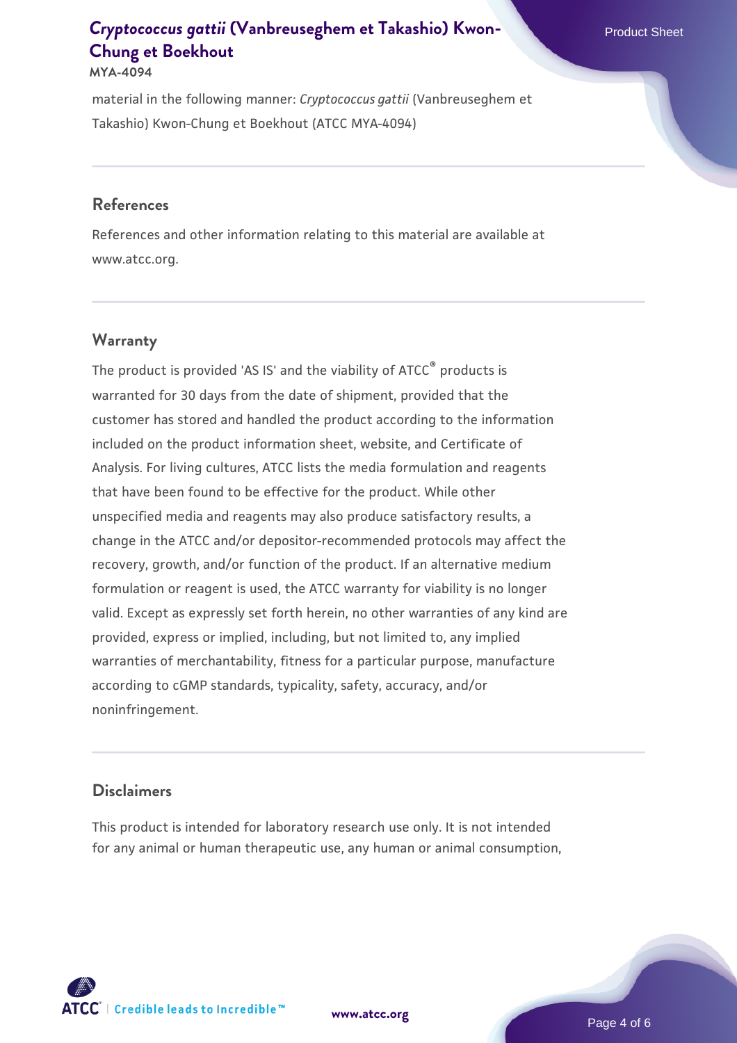material in the following manner: *Cryptococcus gattii* (Vanbreuseghem et Takashio) Kwon-Chung et Boekhout (ATCC MYA-4094)

## References

References and other information relating to this material are available at www.atcc.org.

## Warranty

The product is provided 'AS IS' and the viability of ATCC® products is warranted for 30 days from the date of shipment, provided that the customer has stored and handled the product according to the information included on the product information sheet, website, and Certificate of Analysis. For living cultures, ATCC lists the media formulation and reagents that have been found to be effective for the product. While other unspecified media and reagents may also produce satisfactory results, a change in the ATCC and/or depositor-recommended protocols may affect the recovery, growth, and/or function of the product. If an alternative medium formulation or reagent is used, the ATCC warranty for viability is no longer valid. Except as expressly set forth herein, no other warranties of any kind are provided, express or implied, including, but not limited to, any implied warranties of merchantability, fitness for a particular purpose, manufacture according to cGMP standards, typicality, safety, accuracy, and/or noninfringement.

## Disclaimers

This product is intended for laboratory research use only. It is not intended for any animal or human therapeutic use, any human or animal consumption,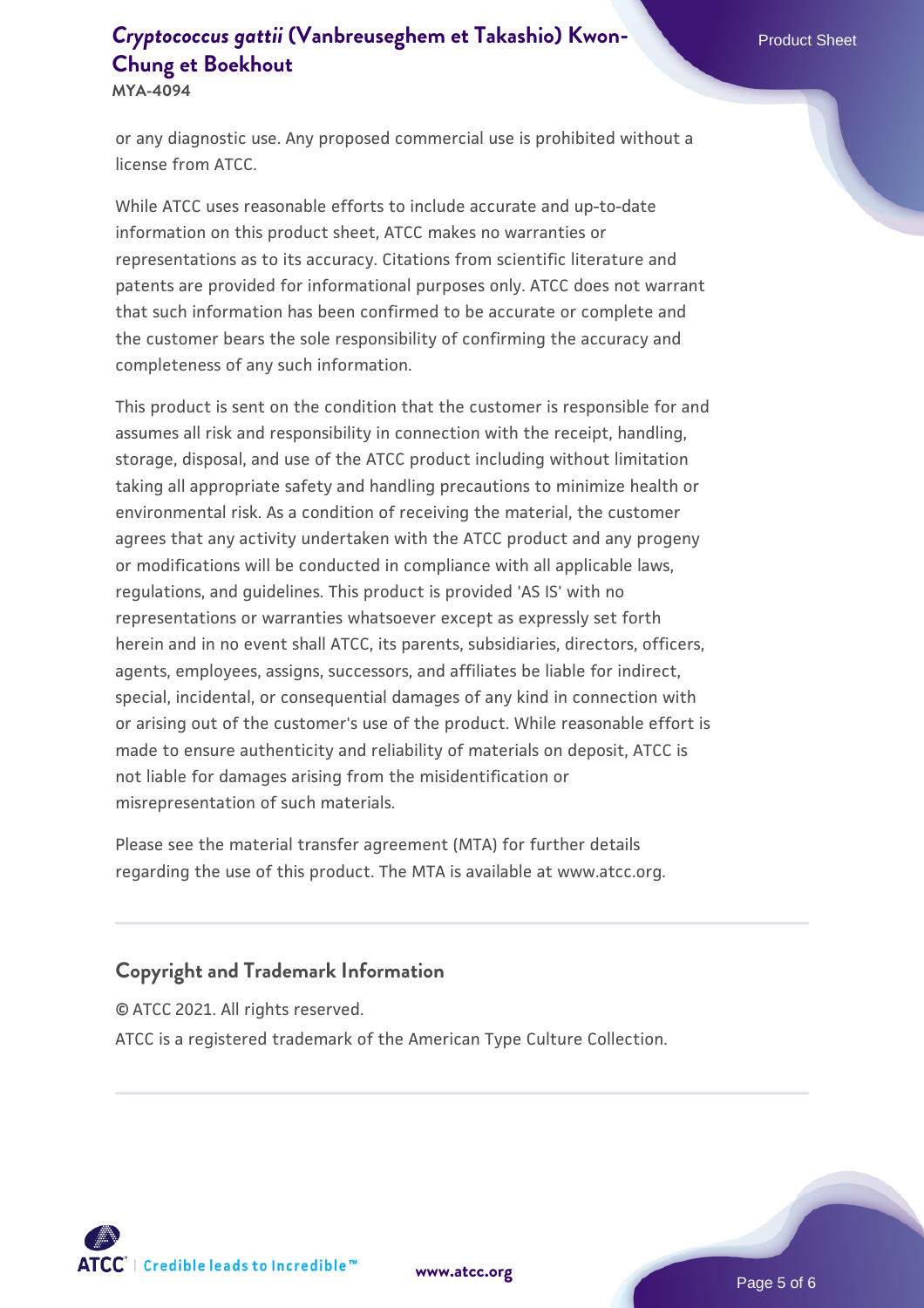or any diagnostic use. Any proposed commercial use is prohibited without a license from ATCC.

While ATCC uses reasonable efforts to include accurate and up-to-date information on this product sheet, ATCC makes no warranties or representations as to its accuracy. Citations from scientific literature and patents are provided for informational purposes only. ATCC does not warrant that such information has been confirmed to be accurate or complete and the customer bears the sole responsibility of confirming the accuracy and completeness of any such information.

This product is sent on the condition that the customer is responsible for and assumes all risk and responsibility in connection with the receipt, handling, storage, disposal, and use of the ATCC product including without limitation taking all appropriate safety and handling precautions to minimize health or environmental risk. As a condition of receiving the material, the customer agrees that any activity undertaken with the ATCC product and any progeny or modifications will be conducted in compliance with all applicable laws, regulations, and guidelines. This product is provided 'AS IS' with no representations or warranties whatsoever except as expressly set forth herein and in no event shall ATCC, its parents, subsidiaries, directors, officers, agents, employees, assigns, successors, and affiliates be liable for indirect, special, incidental, or consequential damages of any kind in connection with or arising out of the customer's use of the product. While reasonable effort is made to ensure authenticity and reliability of materials on deposit, ATCC is not liable for damages arising from the misidentification or misrepresentation of such materials.

Please see the material transfer agreement (MTA) for further details regarding the use of this product. The MTA is available at www.atcc.org.

## Copyright and Trademark Information

© ATCC 2021. All rights reserved.

ATCC is a registered trademark of the American Type Culture Collection.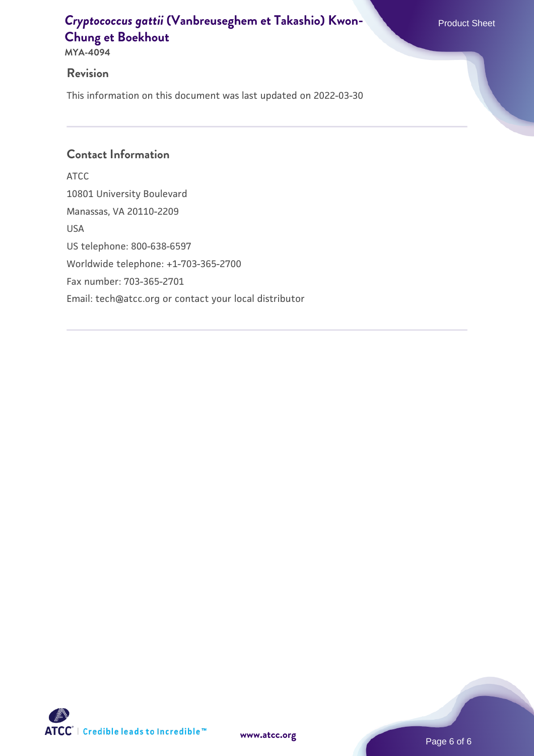## Revision

This information on this document was last updated on 2022-03-30

## Contact Information

ATCC

10801 University Boulevard

Manassas, VA 20110-2209

USA

US telephone: 800-638-6597

Worldwide telephone: +1-703-365-2700

Fax number: 703-365-2701

Email: tech@atcc.org or contact your local distributor